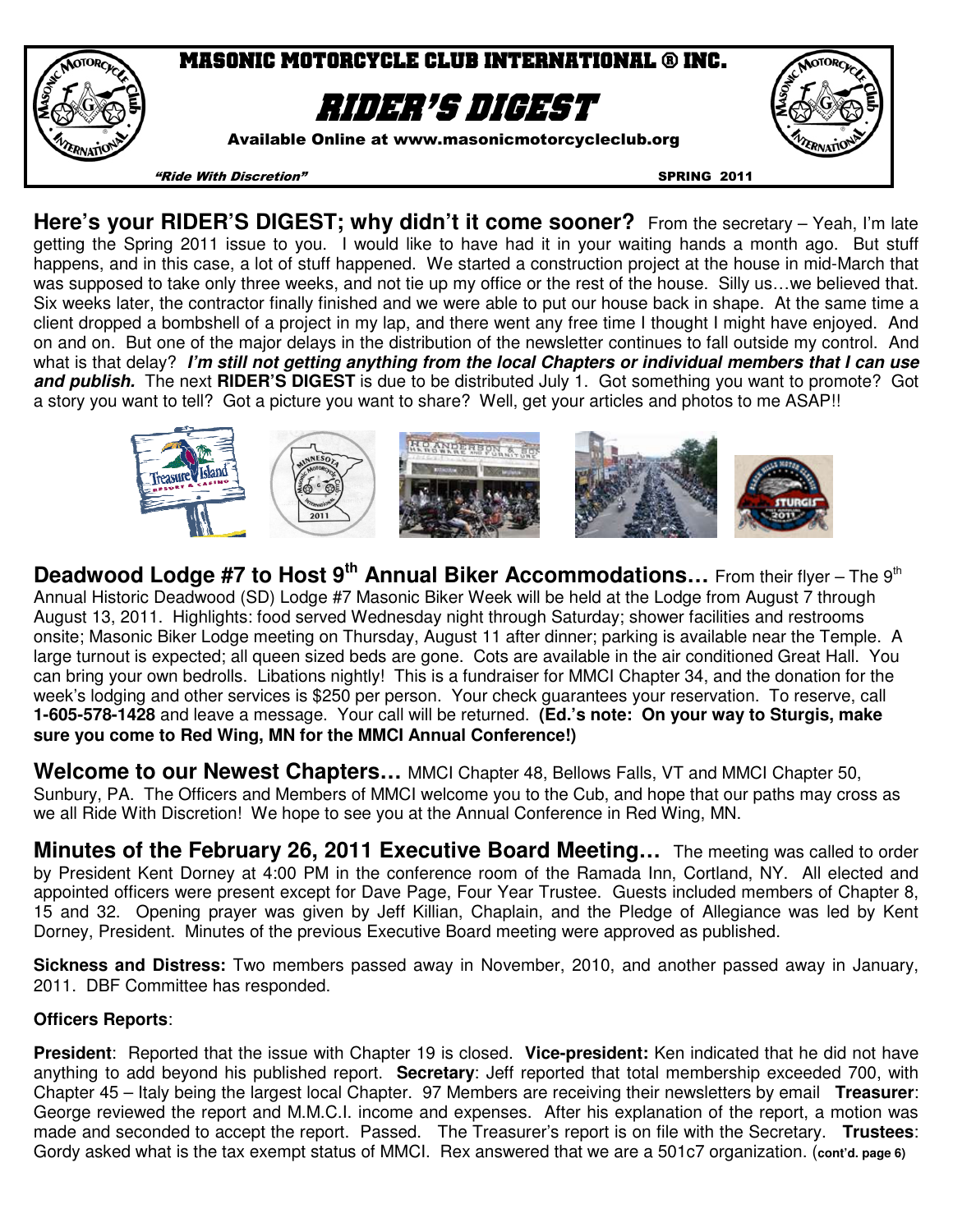# MASONIC MOTORCYCLE CLUB INTERNATIONAL ® INC.

# RIDER'S DIGEST

Available Online at www.masonicmotorcycleclub.org

*"Ride With Discretion"* SPRING 2011

**Here's your RIDER'S DIGEST; why didn't it come sooner?** From the secretary – Yeah, I'm late getting the Spring 2011 issue to you. I would like to have had it in your waiting hands a month ago. But stuff happens, and in this case, a lot of stuff happened. We started a construction project at the house in mid-March that was supposed to take only three weeks, and not tie up my office or the rest of the house. Silly us…we believed that. Six weeks later, the contractor finally finished and we were able to put our house back in shape. At the same time a client dropped a bombshell of a project in my lap, and there went any free time I thought I might have enjoyed. And on and on. But one of the major delays in the distribution of the newsletter continues to fall outside my control. And what is that delay? ***I'm still not getting anything from the local Chapters or individual members that I can use and publish.*** The next **RIDER'S DIGEST** is due to be distributed July 1. Got something you want to promote? Got a story you want to tell? Got a picture you want to share? Well, get your articles and photos to me ASAP!!

**Deadwood Lodge #7 to Host 9th Annual Biker Accommodations…** From their flyer – The 9th Annual Historic Deadwood (SD) Lodge #7 Masonic Biker Week will be held at the Lodge from August 7 through August 13, 2011. Highlights: food served Wednesday night through Saturday; shower facilities and restrooms onsite; Masonic Biker Lodge meeting on Thursday, August 11 after dinner; parking is available near the Temple. A large turnout is expected; all queen sized beds are gone. Cots are available in the air conditioned Great Hall. You can bring your own bedrolls. Libations nightly! This is a fundraiser for MMCI Chapter 34, and the donation for the week's lodging and other services is $250 per person. Your check guarantees your reservation. To reserve, call **1-605-578-1428** and leave a message. Your call will be returned. **(Ed.'s note: On your way to Sturgis, make sure you come to Red Wing, MN for the MMCI Annual Conference!)**

**Welcome to our Newest Chapters…** MMCI Chapter 48, Bellows Falls, VT and MMCI Chapter 50, Sunbury, PA. The Officers and Members of MMCI welcome you to the Cub, and hope that our paths may cross as we all Ride With Discretion! We hope to see you at the Annual Conference in Red Wing, MN.

**Minutes of the February 26, 2011 Executive Board Meeting…** The meeting was called to order by President Kent Dorney at 4:00 PM in the conference room of the Ramada Inn, Cortland, NY. All elected and appointed officers were present except for Dave Page, Four Year Trustee. Guests included members of Chapter 8, 15 and 32. Opening prayer was given by Jeff Killian, Chaplain, and the Pledge of Allegiance was led by Kent Dorney, President. Minutes of the previous Executive Board meeting were approved as published.

**Sickness and Distress:** Two members passed away in November, 2010, and another passed away in January, 2011. DBF Committee has responded.

**Officers Reports**:

**President**: Reported that the issue with Chapter 19 is closed. **Vice-president:** Ken indicated that he did not have anything to add beyond his published report. **Secretary**: Jeff reported that total membership exceeded 700, with Chapter 45 – Italy being the largest local Chapter. 97 Members are receiving their newsletters by email **Treasurer**: George reviewed the report and M.M.C.I. income and expenses. After his explanation of the report, a motion was made and seconded to accept the report. Passed. The Treasurer's report is on file with the Secretary. **Trustees**: Gordy asked what is the tax exempt status of MMCI. Rex answered that we are a 501c7 organization. (**cont'd. page 6**)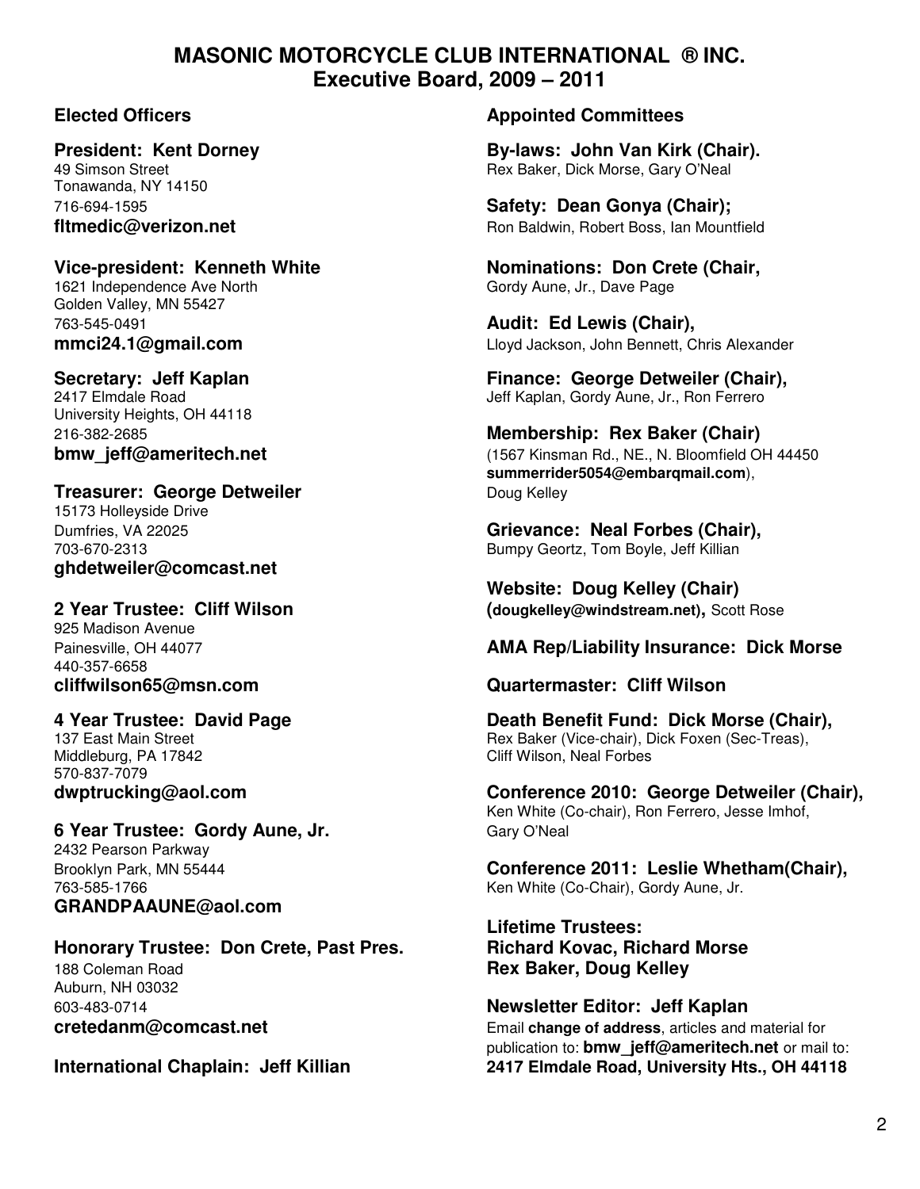# MASONIC MOTORCYCLE CLUB INTERNATIONAL ® INC.
## Executive Board, 2009 – 2011

### Elected Officers

**President: Kent Dorney**
49 Simson Street
Tonawanda, NY 14150
716-694-1595
**fltmedic@verizon.net**

**Vice-president: Kenneth White**
1621 Independence Ave North
Golden Valley, MN 55427
763-545-0491
**mmci24.1@gmail.com**

**Secretary: Jeff Kaplan**
2417 Elmdale Road
University Heights, OH 44118
216-382-2685
**bmw_jeff@ameritech.net**

**Treasurer: George Detweiler**
15173 Holleyside Drive
Dumfries, VA 22025
703-670-2313
**ghdetweiler@comcast.net**

**2 Year Trustee: Cliff Wilson**
925 Madison Avenue
Painesville, OH 44077
440-357-6658
**cliffwilson65@msn.com**

**4 Year Trustee: David Page**
137 East Main Street
Middleburg, PA 17842
570-837-7079
**dwptrucking@aol.com**

**6 Year Trustee: Gordy Aune, Jr.**
2432 Pearson Parkway
Brooklyn Park, MN 55444
763-585-1766
**GRANDPAAUNE@aol.com**

**Honorary Trustee: Don Crete, Past Pres.**
188 Coleman Road
Auburn, NH 03032
603-483-0714
**cretedanm@comcast.net**

**International Chaplain: Jeff Killian**

### Appointed Committees

**By-laws: John Van Kirk (Chair).**
Rex Baker, Dick Morse, Gary O'Neal

**Safety: Dean Gonya (Chair);**
Ron Baldwin, Robert Boss, Ian Mountfield

**Nominations: Don Crete (Chair,**
Gordy Aune, Jr., Dave Page

**Audit: Ed Lewis (Chair),**
Lloyd Jackson, John Bennett, Chris Alexander

**Finance: George Detweiler (Chair),**
Jeff Kaplan, Gordy Aune, Jr., Ron Ferrero

**Membership: Rex Baker (Chair)**
(1567 Kinsman Rd., NE., N. Bloomfield OH 44450
**summerrider5054@embarqmail.com**),
Doug Kelley

**Grievance: Neal Forbes (Chair),**
Bumpy Geortz, Tom Boyle, Jeff Killian

**Website: Doug Kelley (Chair)**
**(dougkelley@windstream.net),** Scott Rose

**AMA Rep/Liability Insurance: Dick Morse**

**Quartermaster: Cliff Wilson**

**Death Benefit Fund: Dick Morse (Chair),**
Rex Baker (Vice-chair), Dick Foxen (Sec-Treas),
Cliff Wilson, Neal Forbes

**Conference 2010: George Detweiler (Chair),**
Ken White (Co-chair), Ron Ferrero, Jesse Imhof,
Gary O'Neal

**Conference 2011: Leslie Whetham(Chair),**
Ken White (Co-Chair), Gordy Aune, Jr.

**Lifetime Trustees:**
**Richard Kovac, Richard Morse**
**Rex Baker, Doug Kelley**

**Newsletter Editor: Jeff Kaplan**
Email **change of address**, articles and material for publication to: **bmw_jeff@ameritech.net** or mail to: **2417 Elmdale Road, University Hts., OH 44118**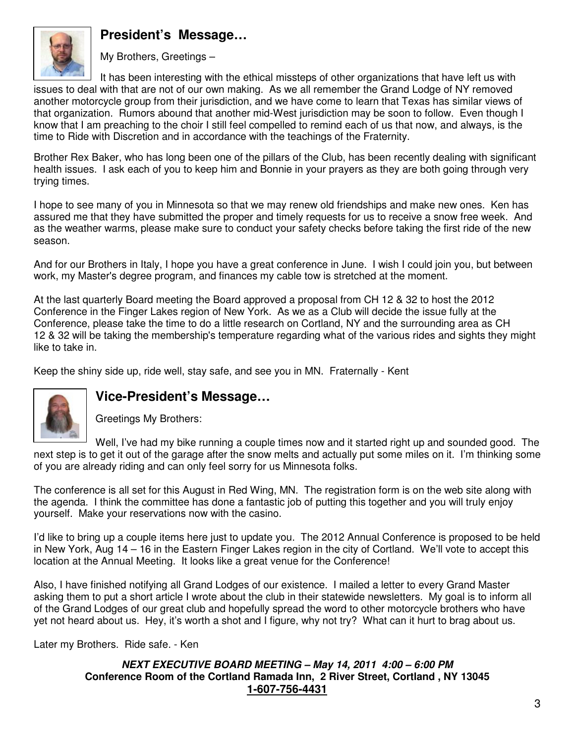## President's Message…

My Brothers, Greetings –

It has been interesting with the ethical missteps of other organizations that have left us with issues to deal with that are not of our own making. As we all remember the Grand Lodge of NY removed another motorcycle group from their jurisdiction, and we have come to learn that Texas has similar views of that organization. Rumors abound that another mid-West jurisdiction may be soon to follow. Even though I know that I am preaching to the choir I still feel compelled to remind each of us that now, and always, is the time to Ride with Discretion and in accordance with the teachings of the Fraternity.

Brother Rex Baker, who has long been one of the pillars of the Club, has been recently dealing with significant health issues. I ask each of you to keep him and Bonnie in your prayers as they are both going through very trying times.

I hope to see many of you in Minnesota so that we may renew old friendships and make new ones. Ken has assured me that they have submitted the proper and timely requests for us to receive a snow free week. And as the weather warms, please make sure to conduct your safety checks before taking the first ride of the new season.

And for our Brothers in Italy, I hope you have a great conference in June. I wish I could join you, but between work, my Master's degree program, and finances my cable tow is stretched at the moment.

At the last quarterly Board meeting the Board approved a proposal from CH 12 & 32 to host the 2012 Conference in the Finger Lakes region of New York. As we as a Club will decide the issue fully at the Conference, please take the time to do a little research on Cortland, NY and the surrounding area as CH 12 & 32 will be taking the membership's temperature regarding what of the various rides and sights they might like to take in.

Keep the shiny side up, ride well, stay safe, and see you in MN. Fraternally - Kent

## Vice-President's Message…

Greetings My Brothers:

Well, I've had my bike running a couple times now and it started right up and sounded good. The next step is to get it out of the garage after the snow melts and actually put some miles on it. I'm thinking some of you are already riding and can only feel sorry for us Minnesota folks.

The conference is all set for this August in Red Wing, MN. The registration form is on the web site along with the agenda. I think the committee has done a fantastic job of putting this together and you will truly enjoy yourself. Make your reservations now with the casino.

I'd like to bring up a couple items here just to update you. The 2012 Annual Conference is proposed to be held in New York, Aug 14 – 16 in the Eastern Finger Lakes region in the city of Cortland. We'll vote to accept this location at the Annual Meeting. It looks like a great venue for the Conference!

Also, I have finished notifying all Grand Lodges of our existence. I mailed a letter to every Grand Master asking them to put a short article I wrote about the club in their statewide newsletters. My goal is to inform all of the Grand Lodges of our great club and hopefully spread the word to other motorcycle brothers who have yet not heard about us. Hey, it's worth a shot and I figure, why not try? What can it hurt to brag about us.

Later my Brothers. Ride safe. - Ken

***NEXT EXECUTIVE BOARD MEETING – May 14, 2011 4:00 – 6:00 PM***
**Conference Room of the Cortland Ramada Inn, 2 River Street, Cortland , NY 13045**
**1-607-756-4431**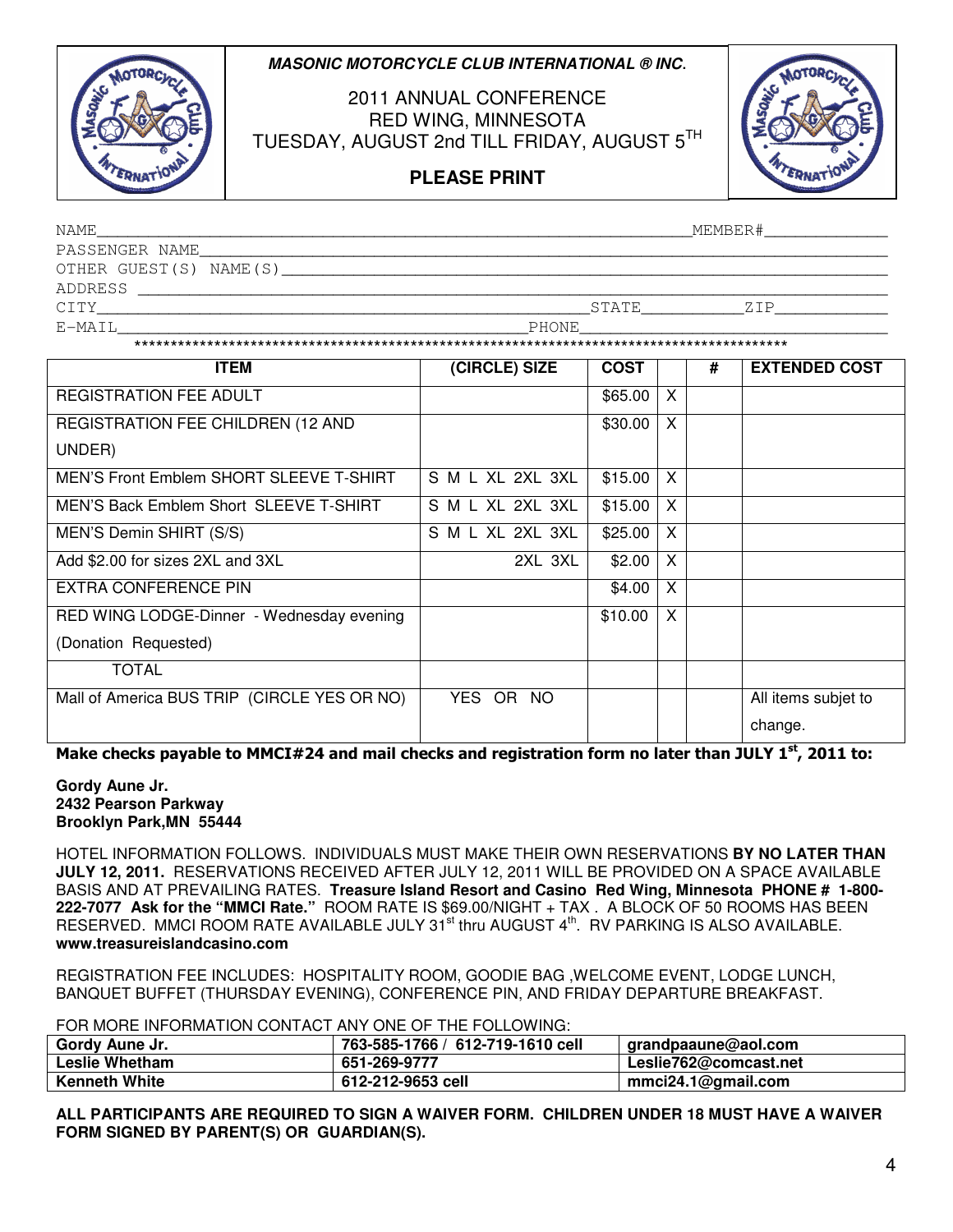***MASONIC MOTORCYCLE CLUB INTERNATIONAL ® INC.***

2011 ANNUAL CONFERENCE
RED WING, MINNESOTA
TUESDAY, AUGUST 2nd TILL FRIDAY, AUGUST 5TH

**PLEASE PRINT**

NAME________________________________________________________________MEMBER#____________
PASSENGER NAME__________________________________________________________________________
OTHER GUEST(S) NAME(S)__________________________________________________________________
ADDRESS ________________________________________________________________________________
CITY_____________________________________________________STATE__________ZIP___________
E-MAIL_______________________________________________PHONE______________________________

*********************************************************************************************

| ITEM | (CIRCLE) SIZE | COST | | # | EXTENDED COST |
|---|---|---|---|---|---|
| REGISTRATION FEE ADULT | | $65.00 | X | | |
| REGISTRATION FEE CHILDREN (12 AND UNDER) | | $30.00 | X | | |
| MEN'S Front Emblem SHORT SLEEVE T-SHIRT | S M L XL 2XL 3XL | $15.00 | X | | |
| MEN'S Back Emblem Short SLEEVE T-SHIRT | S M L XL 2XL 3XL | $15.00 | X | | |
| MEN'S Demin SHIRT (S/S) | S M L XL 2XL 3XL | $25.00 | X | | |
| Add $2.00 for sizes 2XL and 3XL | 2XL 3XL | $2.00 | X | | |
| EXTRA CONFERENCE PIN | | $4.00 | X | | |
| RED WING LODGE-Dinner - Wednesday evening (Donation Requested) | | $10.00 | X | | |
| TOTAL | | | | | |
| Mall of America BUS TRIP (CIRCLE YES OR NO) | YES OR NO | | | | All items subjet to change. |

**Make checks payable to MMCI#24 and mail checks and registration form no later than JULY 1st, 2011 to:**

**Gordy Aune Jr.**
**2432 Pearson Parkway**
**Brooklyn Park,MN 55444**

HOTEL INFORMATION FOLLOWS. INDIVIDUALS MUST MAKE THEIR OWN RESERVATIONS **BY NO LATER THAN JULY 12, 2011.** RESERVATIONS RECEIVED AFTER JULY 12, 2011 WILL BE PROVIDED ON A SPACE AVAILABLE BASIS AND AT PREVAILING RATES. **Treasure Island Resort and Casino Red Wing, Minnesota PHONE # 1-800-222-7077 Ask for the "MMCI Rate."** ROOM RATE IS $69.00/NIGHT + TAX . A BLOCK OF 50 ROOMS HAS BEEN RESERVED. MMCI ROOM RATE AVAILABLE JULY 31st thru AUGUST 4th. RV PARKING IS ALSO AVAILABLE. **www.treasureislandcasino.com**

REGISTRATION FEE INCLUDES: HOSPITALITY ROOM, GOODIE BAG ,WELCOME EVENT, LODGE LUNCH, BANQUET BUFFET (THURSDAY EVENING), CONFERENCE PIN, AND FRIDAY DEPARTURE BREAKFAST.

FOR MORE INFORMATION CONTACT ANY ONE OF THE FOLLOWING:

| Gordy Aune Jr. | 763-585-1766 / 612-719-1610 cell | grandpaaune@aol.com |
|---|---|---|
| Leslie Whetham | 651-269-9777 | Leslie762@comcast.net |
| Kenneth White | 612-212-9653 cell | mmci24.1@gmail.com |

**ALL PARTICIPANTS ARE REQUIRED TO SIGN A WAIVER FORM. CHILDREN UNDER 18 MUST HAVE A WAIVER FORM SIGNED BY PARENT(S) OR GUARDIAN(S).**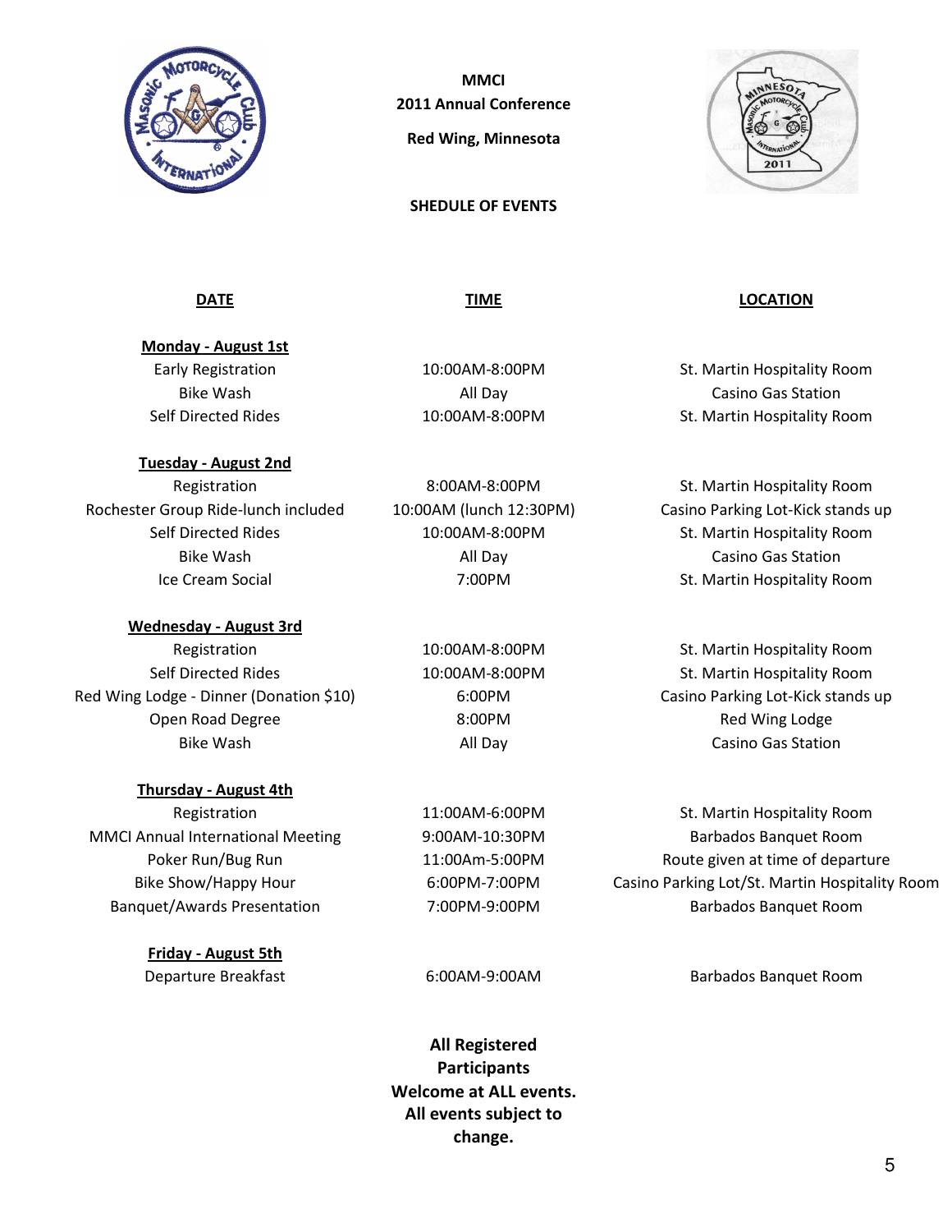**MMCI**

**2011 Annual Conference**

**Red Wing, Minnesota**

**SHEDULE OF EVENTS**

| DATE | TIME | LOCATION |
|---|---|---|
| **Monday - August 1st** | | |
| Early Registration | 10:00AM-8:00PM | St. Martin Hospitality Room |
| Bike Wash | All Day | Casino Gas Station |
| Self Directed Rides | 10:00AM-8:00PM | St. Martin Hospitality Room |
| **Tuesday - August 2nd** | | |
| Registration | 8:00AM-8:00PM | St. Martin Hospitality Room |
| Rochester Group Ride-lunch included | 10:00AM (lunch 12:30PM) | Casino Parking Lot-Kick stands up |
| Self Directed Rides | 10:00AM-8:00PM | St. Martin Hospitality Room |
| Bike Wash | All Day | Casino Gas Station |
| Ice Cream Social | 7:00PM | St. Martin Hospitality Room |
| **Wednesday - August 3rd** | | |
| Registration | 10:00AM-8:00PM | St. Martin Hospitality Room |
| Self Directed Rides | 10:00AM-8:00PM | St. Martin Hospitality Room |
| Red Wing Lodge - Dinner (Donation $10) | 6:00PM | Casino Parking Lot-Kick stands up |
| Open Road Degree | 8:00PM | Red Wing Lodge |
| Bike Wash | All Day | Casino Gas Station |
| **Thursday - August 4th** | | |
| Registration | 11:00AM-6:00PM | St. Martin Hospitality Room |
| MMCI Annual International Meeting | 9:00AM-10:30PM | Barbados Banquet Room |
| Poker Run/Bug Run | 11:00Am-5:00PM | Route given at time of departure |
| Bike Show/Happy Hour | 6:00PM-7:00PM | Casino Parking Lot/St. Martin Hospitality Room |
| Banquet/Awards Presentation | 7:00PM-9:00PM | Barbados Banquet Room |
| **Friday - August 5th** | | |
| Departure Breakfast | 6:00AM-9:00AM | Barbados Banquet Room |

**All Registered Participants Welcome at ALL events. All events subject to change.**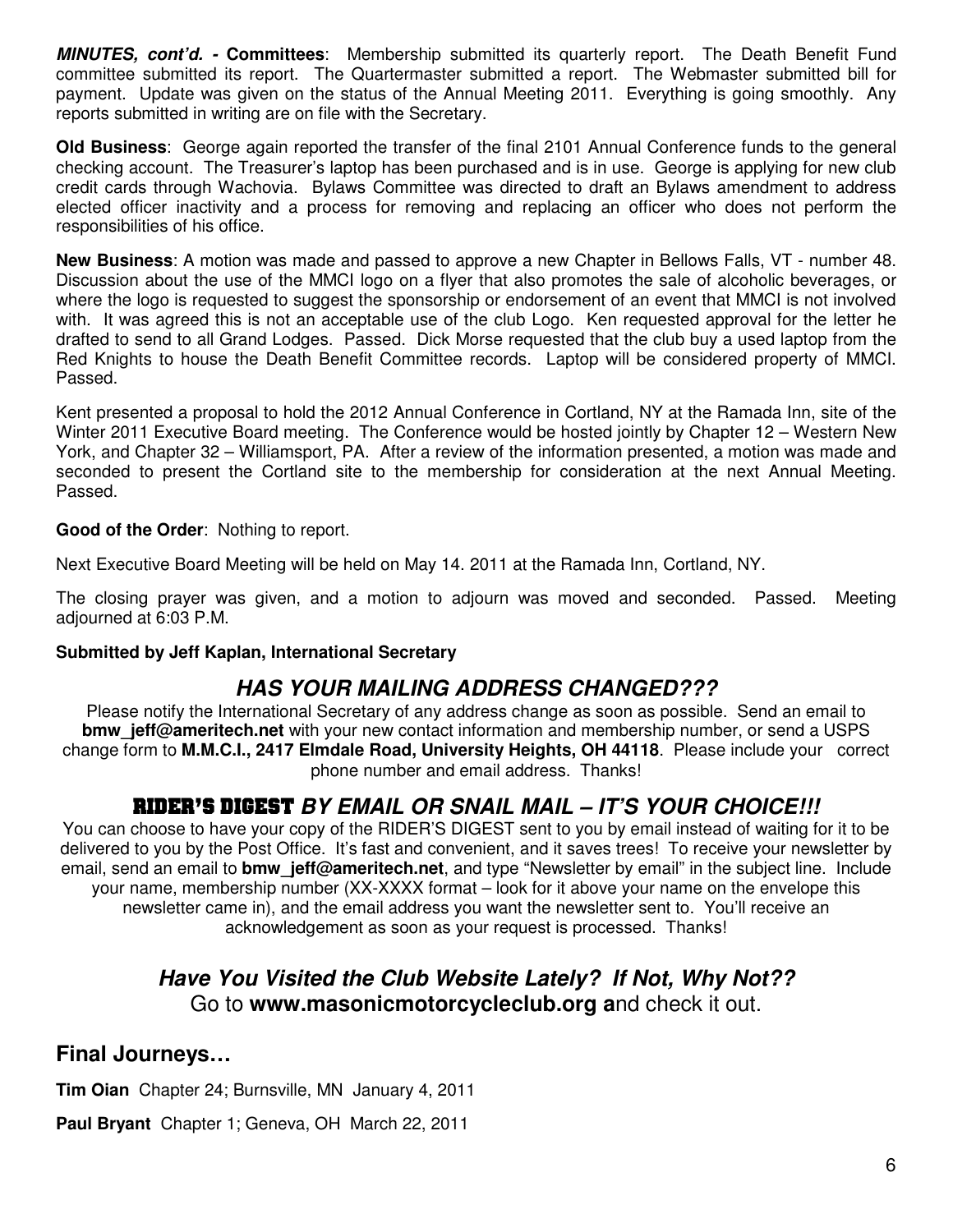***MINUTES, cont'd. -*** **Committees**: Membership submitted its quarterly report. The Death Benefit Fund committee submitted its report. The Quartermaster submitted a report. The Webmaster submitted bill for payment. Update was given on the status of the Annual Meeting 2011. Everything is going smoothly. Any reports submitted in writing are on file with the Secretary.

**Old Business**: George again reported the transfer of the final 2101 Annual Conference funds to the general checking account. The Treasurer's laptop has been purchased and is in use. George is applying for new club credit cards through Wachovia. Bylaws Committee was directed to draft an Bylaws amendment to address elected officer inactivity and a process for removing and replacing an officer who does not perform the responsibilities of his office.

**New Business**: A motion was made and passed to approve a new Chapter in Bellows Falls, VT - number 48. Discussion about the use of the MMCI logo on a flyer that also promotes the sale of alcoholic beverages, or where the logo is requested to suggest the sponsorship or endorsement of an event that MMCI is not involved with. It was agreed this is not an acceptable use of the club Logo. Ken requested approval for the letter he drafted to send to all Grand Lodges. Passed. Dick Morse requested that the club buy a used laptop from the Red Knights to house the Death Benefit Committee records. Laptop will be considered property of MMCI. Passed.

Kent presented a proposal to hold the 2012 Annual Conference in Cortland, NY at the Ramada Inn, site of the Winter 2011 Executive Board meeting. The Conference would be hosted jointly by Chapter 12 – Western New York, and Chapter 32 – Williamsport, PA. After a review of the information presented, a motion was made and seconded to present the Cortland site to the membership for consideration at the next Annual Meeting. Passed.

**Good of the Order**: Nothing to report.

Next Executive Board Meeting will be held on May 14. 2011 at the Ramada Inn, Cortland, NY.

The closing prayer was given, and a motion to adjourn was moved and seconded. Passed. Meeting adjourned at 6:03 P.M.

**Submitted by Jeff Kaplan, International Secretary**

## *HAS YOUR MAILING ADDRESS CHANGED???*

Please notify the International Secretary of any address change as soon as possible. Send an email to **bmw_jeff@ameritech.net** with your new contact information and membership number, or send a USPS change form to **M.M.C.I., 2417 Elmdale Road, University Heights, OH 44118**. Please include your correct phone number and email address. Thanks!

## RIDER'S DIGEST *BY EMAIL OR SNAIL MAIL – IT'S YOUR CHOICE!!!*

You can choose to have your copy of the RIDER'S DIGEST sent to you by email instead of waiting for it to be delivered to you by the Post Office. It's fast and convenient, and it saves trees! To receive your newsletter by email, send an email to **bmw_jeff@ameritech.net**, and type "Newsletter by email" in the subject line. Include your name, membership number (XX-XXXX format – look for it above your name on the envelope this newsletter came in), and the email address you want the newsletter sent to. You'll receive an acknowledgement as soon as your request is processed. Thanks!

### *Have You Visited the Club Website Lately? If Not, Why Not??*

Go to **www.masonicmotorcycleclub.org a**nd check it out.

## Final Journeys…

**Tim Oian** Chapter 24; Burnsville, MN January 4, 2011

**Paul Bryant** Chapter 1; Geneva, OH March 22, 2011